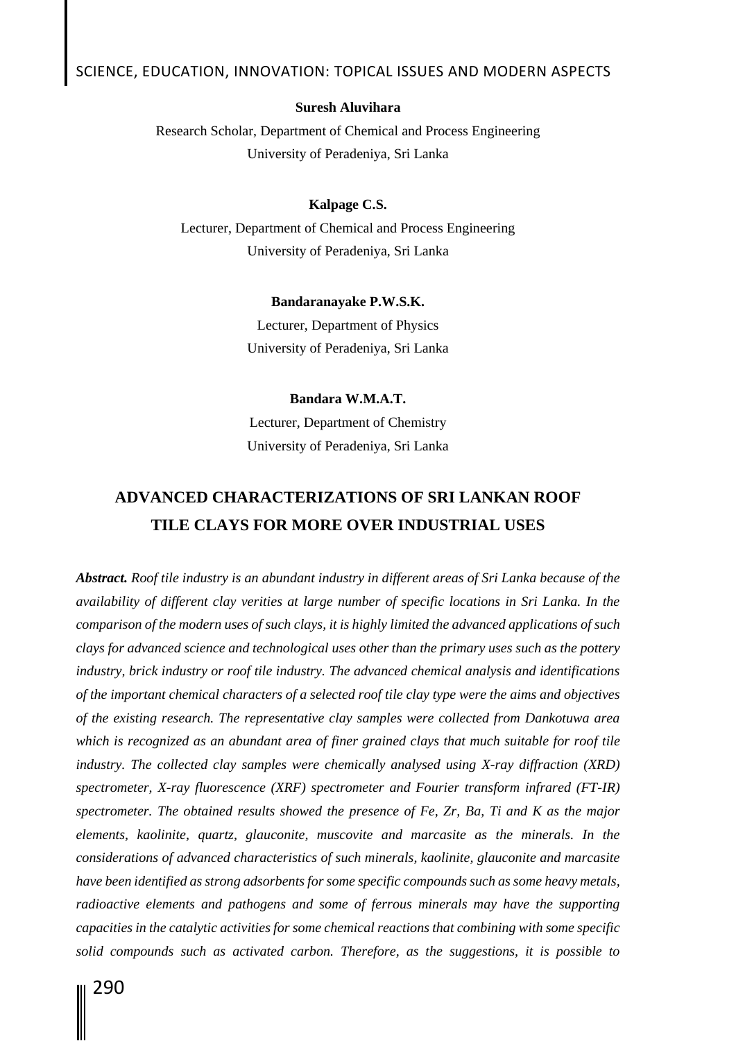**Suresh Aluvihara**

Research Scholar, Department of Chemical and Process Engineering

University of Peradeniya, Sri Lanka

**Kalpage C.S.**

Lecturer, Department of Chemical and Process Engineering

University of Peradeniya, Sri Lanka

**Bandaranayake P.W.S.K.**

Lecturer, Department of Physics

University of Peradeniya, Sri Lanka

**Bandara W.M.A.T.**

Lecturer, Department of Chemistry

University of Peradeniya, Sri Lanka

# ADVANCED CHARACTERIZATIONS OF SRI LANKAN ROOF TILE CLAYS FOR MORE OVER INDUSTRIAL USES

***Abstract.*** *Roof tile industry is an abundant industry in different areas of Sri Lanka because of the availability of different clay verities at large number of specific locations in Sri Lanka. In the comparison of the modern uses of such clays, it is highly limited the advanced applications of such clays for advanced science and technological uses other than the primary uses such as the pottery industry, brick industry or roof tile industry. The advanced chemical analysis and identifications of the important chemical characters of a selected roof tile clay type were the aims and objectives of the existing research. The representative clay samples were collected from Dankotuwa area which is recognized as an abundant area of finer grained clays that much suitable for roof tile industry. The collected clay samples were chemically analysed using X-ray diffraction (XRD) spectrometer, X-ray fluorescence (XRF) spectrometer and Fourier transform infrared (FT-IR) spectrometer. The obtained results showed the presence of Fe, Zr, Ba, Ti and K as the major elements, kaolinite, quartz, glauconite, muscovite and marcasite as the minerals. In the considerations of advanced characteristics of such minerals, kaolinite, glauconite and marcasite have been identified as strong adsorbents for some specific compounds such as some heavy metals, radioactive elements and pathogens and some of ferrous minerals may have the supporting capacities in the catalytic activities for some chemical reactions that combining with some specific solid compounds such as activated carbon. Therefore, as the suggestions, it is possible to*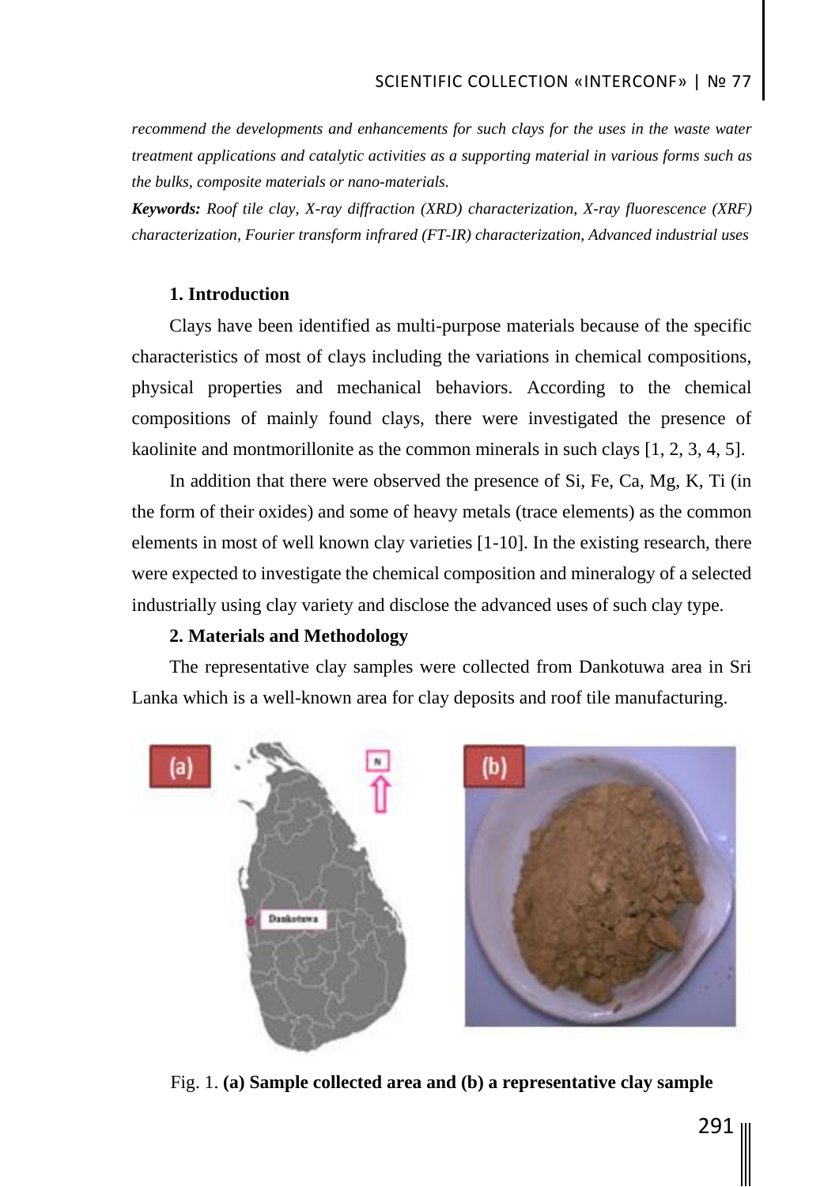*recommend the developments and enhancements for such clays for the uses in the waste water treatment applications and catalytic activities as a supporting material in various forms such as the bulks, composite materials or nano-materials.*

***Keywords:*** *Roof tile clay, X-ray diffraction (XRD) characterization, X-ray fluorescence (XRF) characterization, Fourier transform infrared (FT-IR) characterization, Advanced industrial uses*

## 1. Introduction

Clays have been identified as multi-purpose materials because of the specific characteristics of most of clays including the variations in chemical compositions, physical properties and mechanical behaviors. According to the chemical compositions of mainly found clays, there were investigated the presence of kaolinite and montmorillonite as the common minerals in such clays [1, 2, 3, 4, 5].

In addition that there were observed the presence of Si, Fe, Ca, Mg, K, Ti (in the form of their oxides) and some of heavy metals (trace elements) as the common elements in most of well known clay varieties [1-10]. In the existing research, there were expected to investigate the chemical composition and mineralogy of a selected industrially using clay variety and disclose the advanced uses of such clay type.

## 2. Materials and Methodology

The representative clay samples were collected from Dankotuwa area in Sri Lanka which is a well-known area for clay deposits and roof tile manufacturing.

Fig. 1. **(a) Sample collected area and (b) a representative clay sample**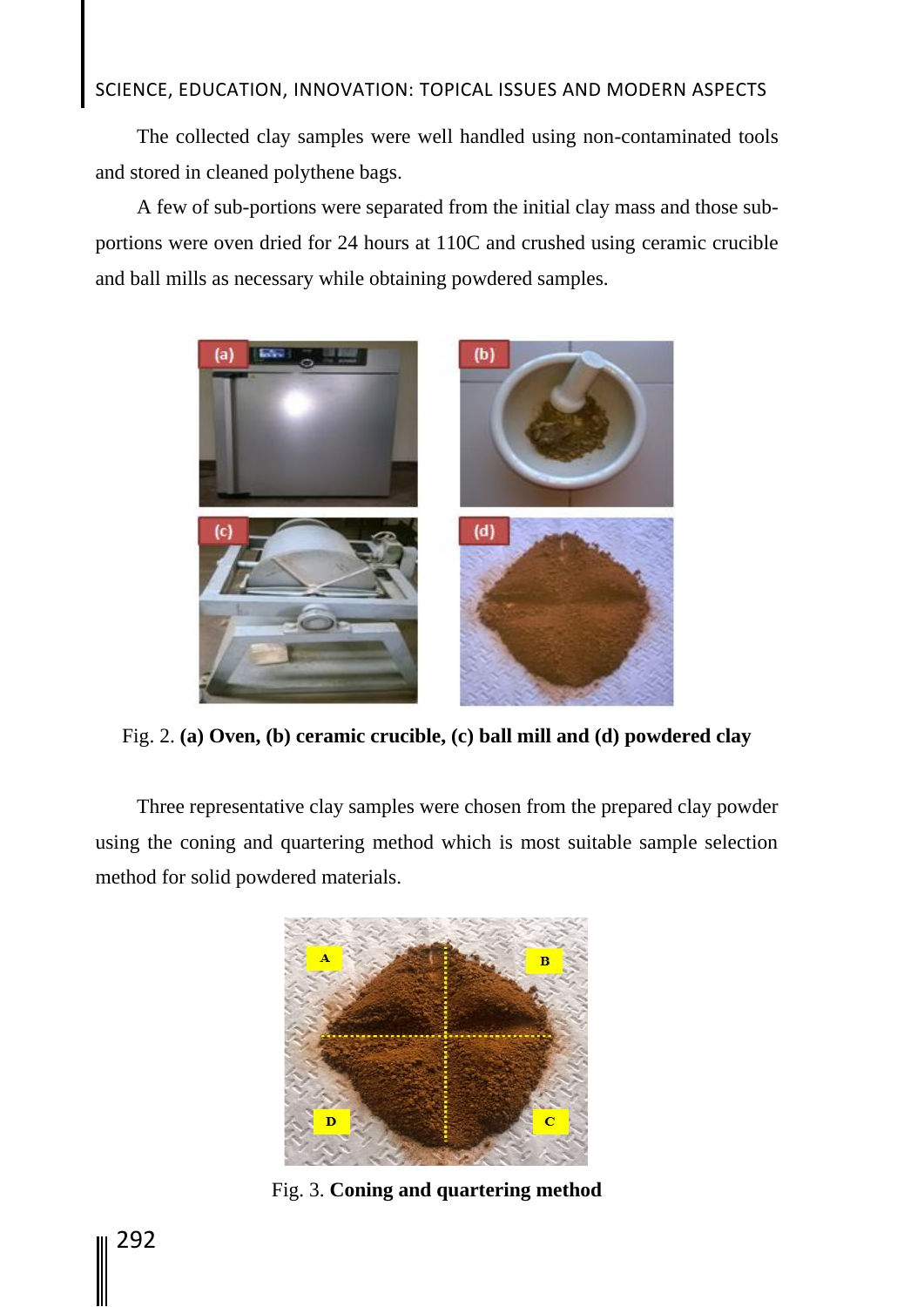The collected clay samples were well handled using non-contaminated tools and stored in cleaned polythene bags.

A few of sub-portions were separated from the initial clay mass and those sub-portions were oven dried for 24 hours at 110C and crushed using ceramic crucible and ball mills as necessary while obtaining powdered samples.

Fig. 2. **(a) Oven, (b) ceramic crucible, (c) ball mill and (d) powdered clay**

Three representative clay samples were chosen from the prepared clay powder using the coning and quartering method which is most suitable sample selection method for solid powdered materials.

Fig. 3. **Coning and quartering method**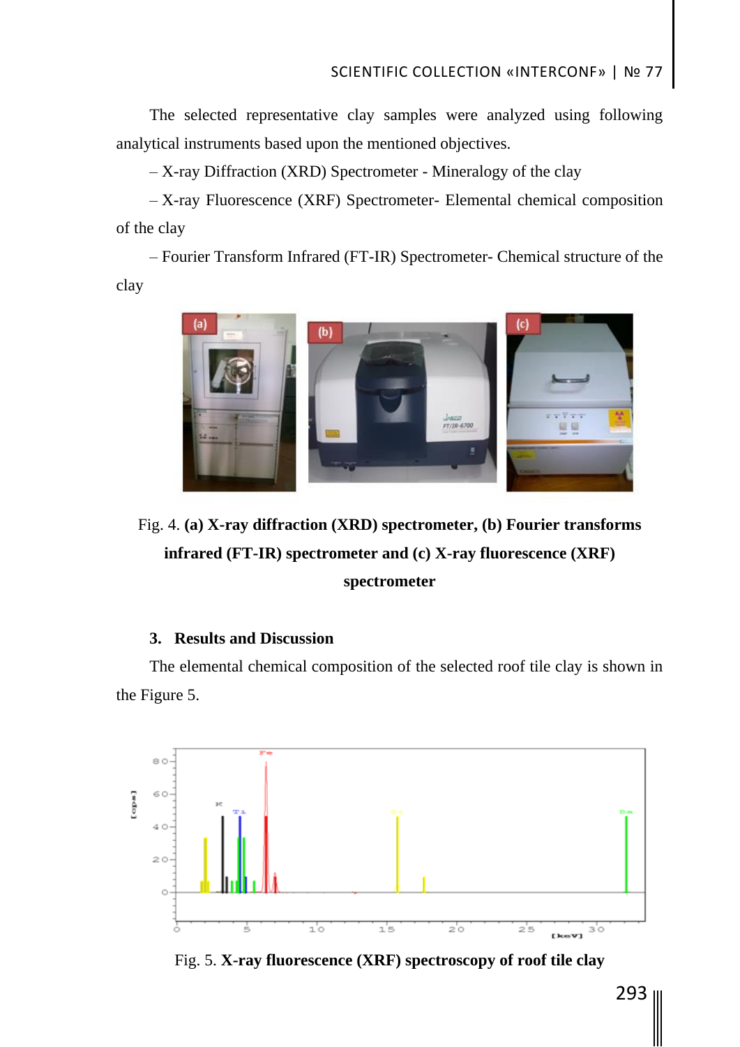The selected representative clay samples were analyzed using following analytical instruments based upon the mentioned objectives.

– X-ray Diffraction (XRD) Spectrometer - Mineralogy of the clay

– X-ray Fluorescence (XRF) Spectrometer- Elemental chemical composition of the clay

– Fourier Transform Infrared (FT-IR) Spectrometer- Chemical structure of the clay

Fig. 4. **(a) X-ray diffraction (XRD) spectrometer, (b) Fourier transforms infrared (FT-IR) spectrometer and (c) X-ray fluorescence (XRF) spectrometer**

### 3. Results and Discussion

The elemental chemical composition of the selected roof tile clay is shown in the Figure 5.

Fig. 5. **X-ray fluorescence (XRF) spectroscopy of roof tile clay**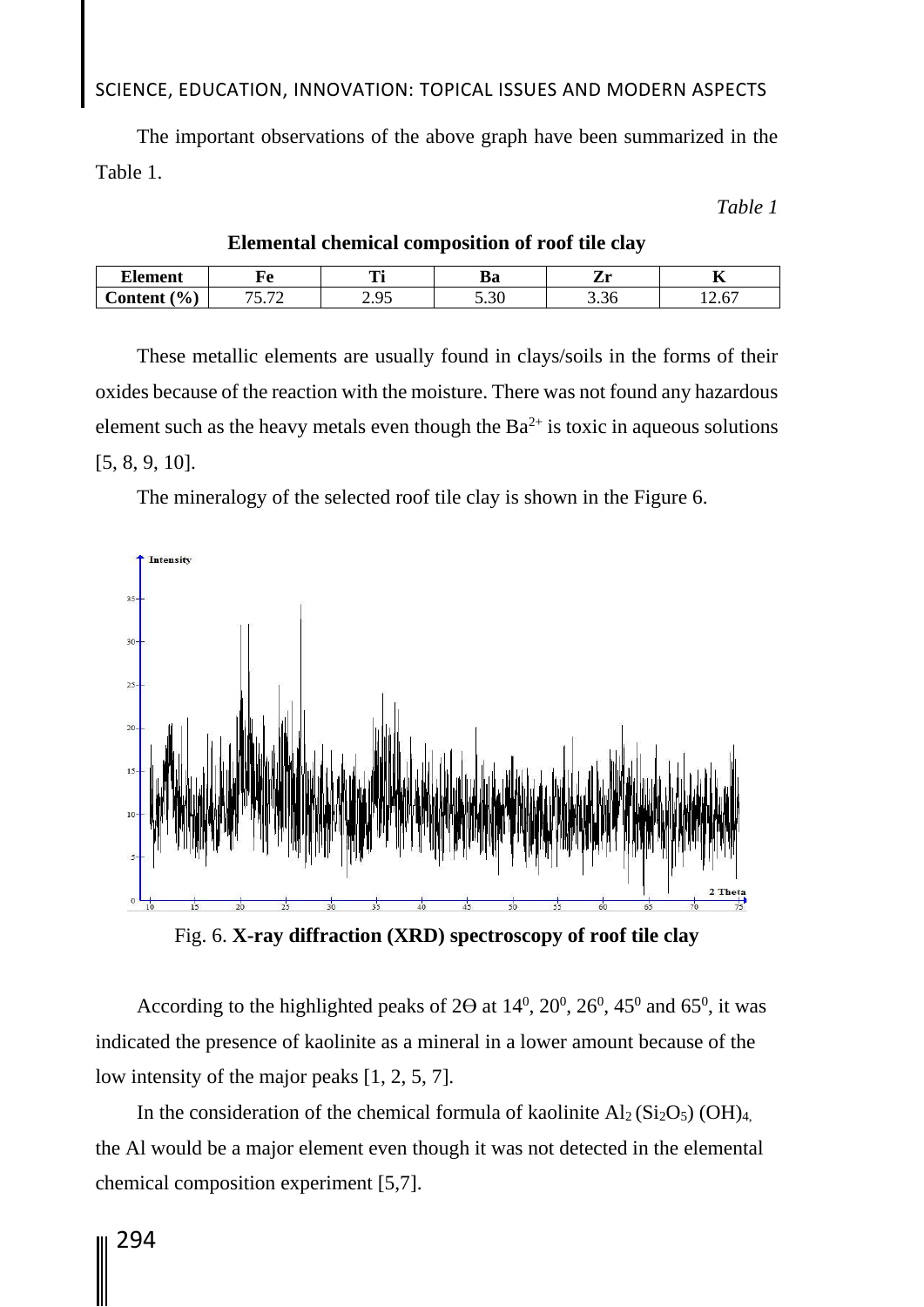The important observations of the above graph have been summarized in the Table 1.

*Table 1*

**Elemental chemical composition of roof tile clay**

| Element | Fe | Ti | Ba | Zr | K |
|---|---|---|---|---|---|
| Content (%) | 75.72 | 2.95 | 5.30 | 3.36 | 12.67 |

These metallic elements are usually found in clays/soils in the forms of their oxides because of the reaction with the moisture. There was not found any hazardous element such as the heavy metals even though the $Ba^{2+}$ is toxic in aqueous solutions [5, 8, 9, 10].

The mineralogy of the selected roof tile clay is shown in the Figure 6.

Fig. 6. **X-ray diffraction (XRD) spectroscopy of roof tile clay**

According to the highlighted peaks of 2Ө at $14^0$, $20^0$, $26^0$, $45^0$ and $65^0$, it was indicated the presence of kaolinite as a mineral in a lower amount because of the low intensity of the major peaks [1, 2, 5, 7].

In the consideration of the chemical formula of kaolinite $Al_2(Si_2O_5)(OH)_4$, the Al would be a major element even though it was not detected in the elemental chemical composition experiment [5,7].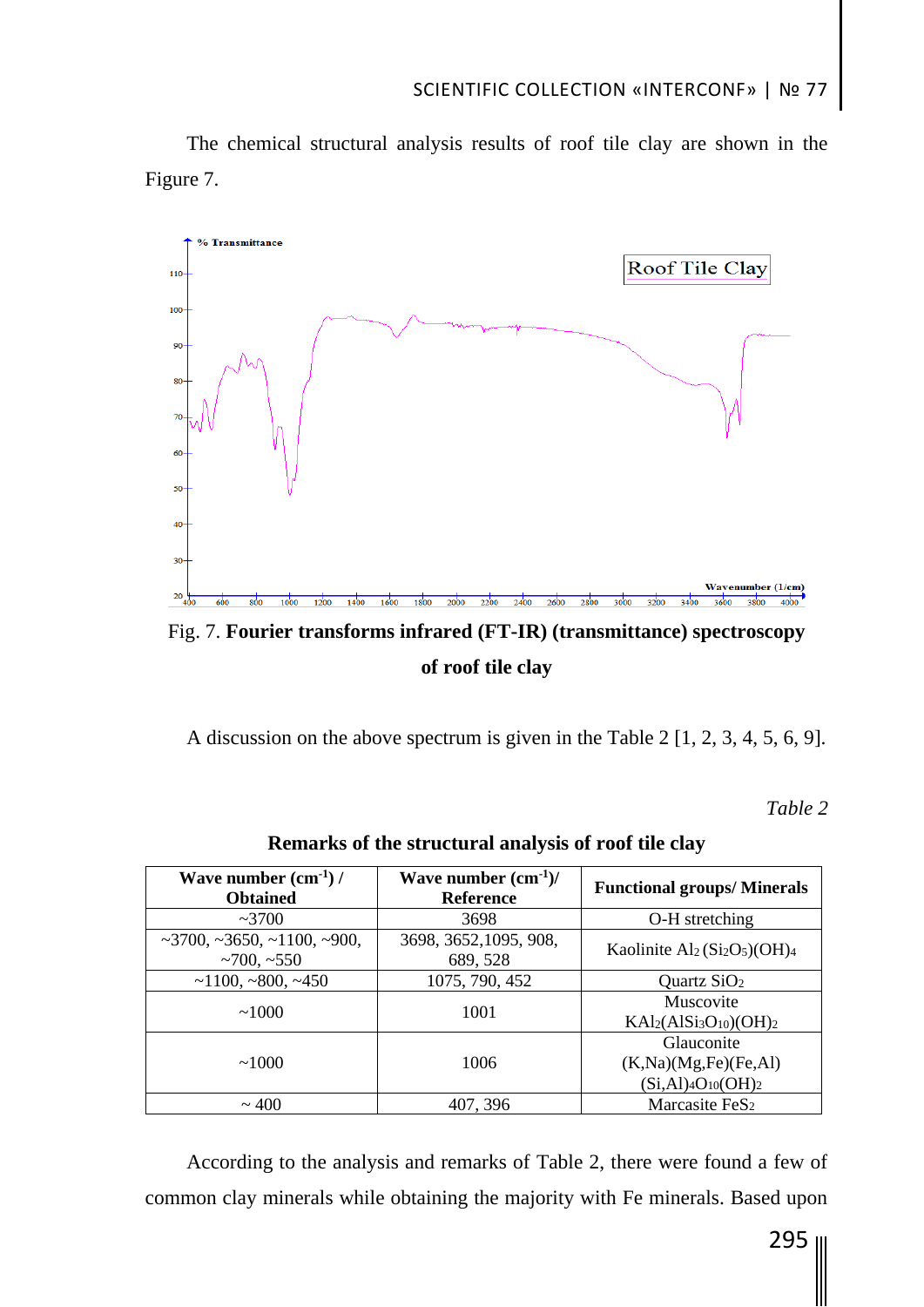The chemical structural analysis results of roof tile clay are shown in the Figure 7.

Fig. 7. **Fourier transforms infrared (FT-IR) (transmittance) spectroscopy of roof tile clay**

A discussion on the above spectrum is given in the Table 2 [1, 2, 3, 4, 5, 6, 9].

*Table 2*

**Remarks of the structural analysis of roof tile clay**

| **Wave number (cm$^{-1}$) / Obtained** | **Wave number (cm$^{-1}$)/ Reference** | **Functional groups/ Minerals** |
|---|---|---|
| ~3700 | 3698 | O-H stretching |
| ~3700, ~3650, ~1100, ~900, ~700, ~550 | 3698, 3652,1095, 908, 689, 528 | Kaolinite $Al_2(Si_2O_5)(OH)_4$ |
| ~1100, ~800, ~450 | 1075, 790, 452 | Quartz $SiO_2$ |
| ~1000 | 1001 | Muscovite $KAl_2(AlSi_3O_{10})(OH)_2$ |
| ~1000 | 1006 | Glauconite $(K,Na)(Mg,Fe)(Fe,Al)(Si,Al)_4O_{10}(OH)_2$ |
| ~ 400 | 407, 396 | Marcasite $FeS_2$ |

According to the analysis and remarks of Table 2, there were found a few of common clay minerals while obtaining the majority with Fe minerals. Based upon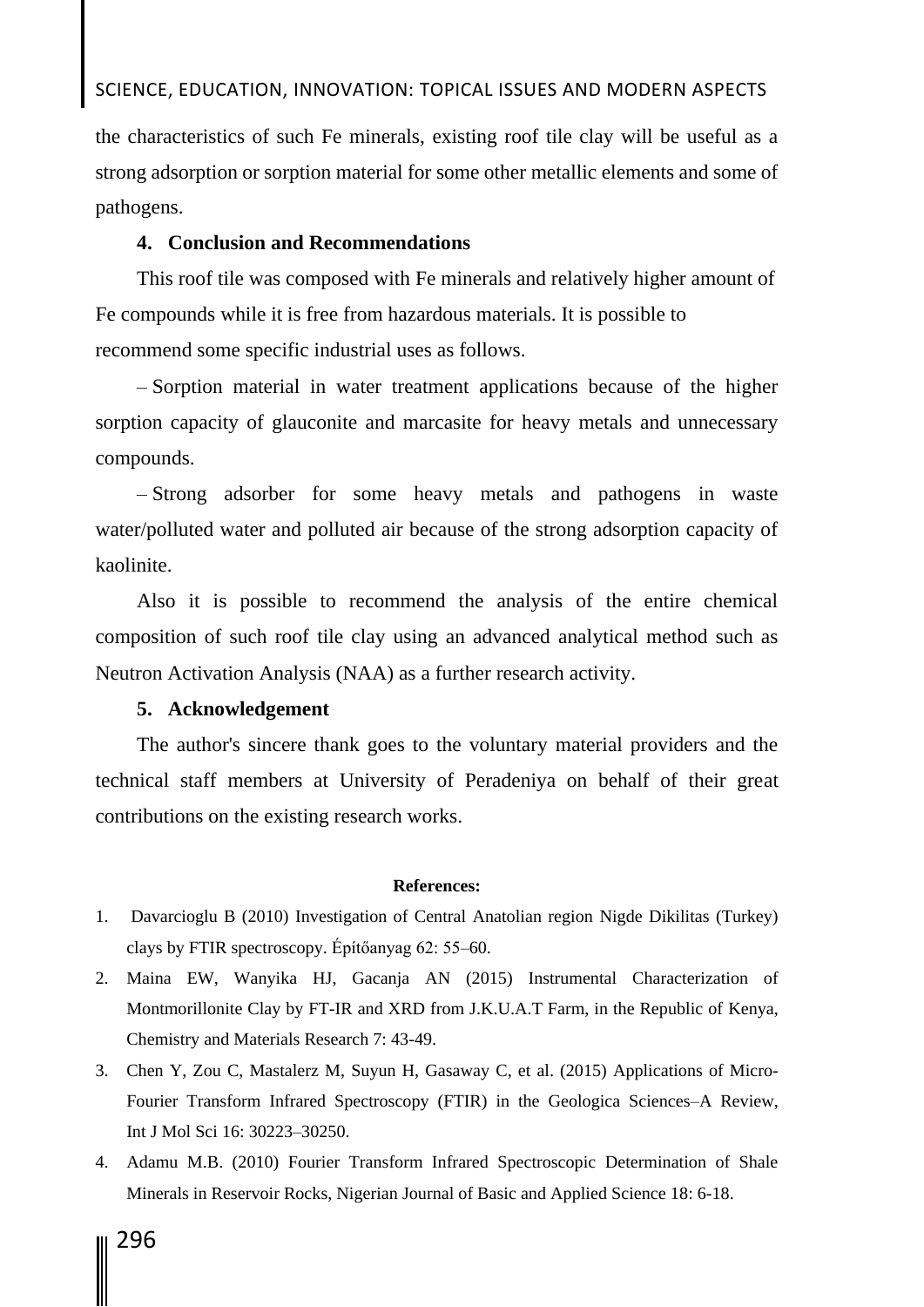the characteristics of such Fe minerals, existing roof tile clay will be useful as a strong adsorption or sorption material for some other metallic elements and some of pathogens.

## 4. Conclusion and Recommendations

This roof tile was composed with Fe minerals and relatively higher amount of Fe compounds while it is free from hazardous materials. It is possible to recommend some specific industrial uses as follows.

– Sorption material in water treatment applications because of the higher sorption capacity of glauconite and marcasite for heavy metals and unnecessary compounds.

– Strong adsorber for some heavy metals and pathogens in waste water/polluted water and polluted air because of the strong adsorption capacity of kaolinite.

Also it is possible to recommend the analysis of the entire chemical composition of such roof tile clay using an advanced analytical method such as Neutron Activation Analysis (NAA) as a further research activity.

## 5. Acknowledgement

The author's sincere thank goes to the voluntary material providers and the technical staff members at University of Peradeniya on behalf of their great contributions on the existing research works.

**References:**

1. Davarcioglu B (2010) Investigation of Central Anatolian region Nigde Dikilitas (Turkey) clays by FTIR spectroscopy. Építőanyag 62: 55–60.
2. Maina EW, Wanyika HJ, Gacanja AN (2015) Instrumental Characterization of Montmorillonite Clay by FT-IR and XRD from J.K.U.A.T Farm, in the Republic of Kenya, Chemistry and Materials Research 7: 43-49.
3. Chen Y, Zou C, Mastalerz M, Suyun H, Gasaway C, et al. (2015) Applications of Micro-Fourier Transform Infrared Spectroscopy (FTIR) in the Geologica Sciences–A Review, Int J Mol Sci 16: 30223–30250.
4. Adamu M.B. (2010) Fourier Transform Infrared Spectroscopic Determination of Shale Minerals in Reservoir Rocks, Nigerian Journal of Basic and Applied Science 18: 6-18.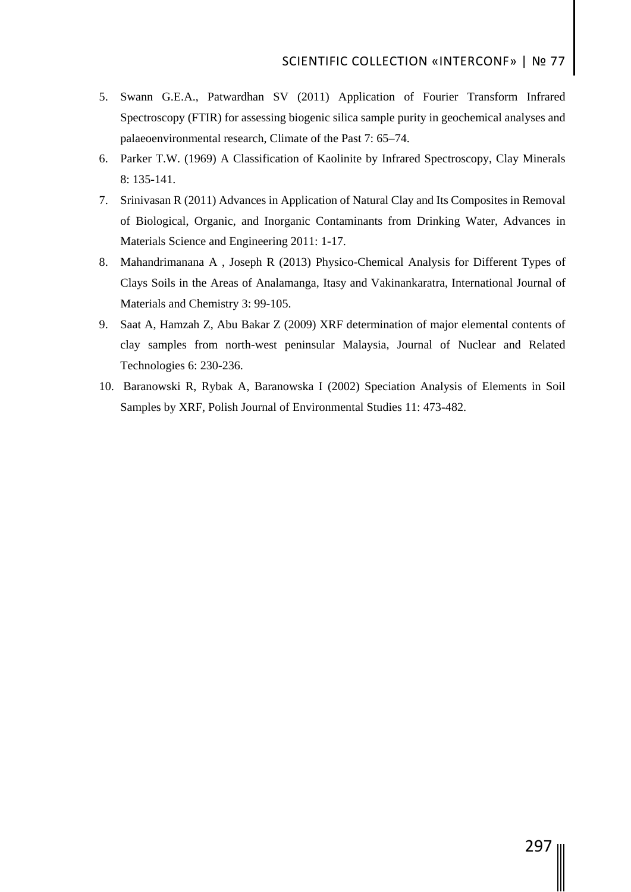5. Swann G.E.A., Patwardhan SV (2011) Application of Fourier Transform Infrared Spectroscopy (FTIR) for assessing biogenic silica sample purity in geochemical analyses and palaeoenvironmental research, Climate of the Past 7: 65–74.
6. Parker T.W. (1969) A Classification of Kaolinite by Infrared Spectroscopy, Clay Minerals 8: 135-141.
7. Srinivasan R (2011) Advances in Application of Natural Clay and Its Composites in Removal of Biological, Organic, and Inorganic Contaminants from Drinking Water, Advances in Materials Science and Engineering 2011: 1-17.
8. Mahandrimanana A , Joseph R (2013) Physico-Chemical Analysis for Different Types of Clays Soils in the Areas of Analamanga, Itasy and Vakinankaratra, International Journal of Materials and Chemistry 3: 99-105.
9. Saat A, Hamzah Z, Abu Bakar Z (2009) XRF determination of major elemental contents of clay samples from north-west peninsular Malaysia, Journal of Nuclear and Related Technologies 6: 230-236.
10. Baranowski R, Rybak A, Baranowska I (2002) Speciation Analysis of Elements in Soil Samples by XRF, Polish Journal of Environmental Studies 11: 473-482.